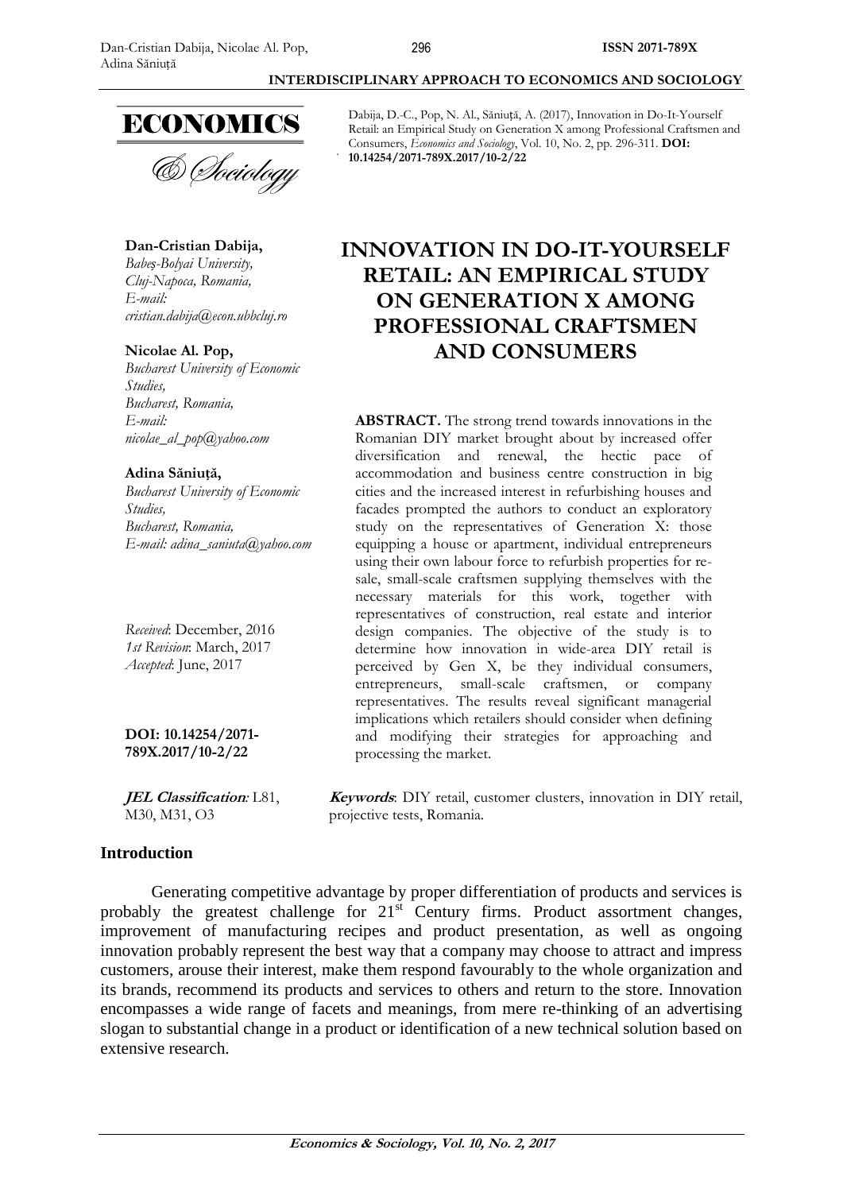Dabija, D.-C., Pop, N. Al., Săniuță, A. (2017), Innovation in Do-It-Yourself Retail: an Empirical Study on Generation X among Professional Craftsmen and Consumers, *Economics and Sociology*, Vol. 10, No. 2, pp. 296-311. **DOI: 10.14254/2071-789X.2017/10-2/22**

**Dan-Cristian Dabija,**
*Babeș-Bolyai University,*
*Cluj-Napoca, Romania,*
*E-mail:*
*cristian.dabija@econ.ubbcluj.ro*

**Nicolae Al. Pop,**
*Bucharest University of Economic Studies,*
*Bucharest, Romania,*
*E-mail:*
*nicolae_al_pop@yahoo.com*

**Adina Săniuță,**
*Bucharest University of Economic Studies,*
*Bucharest, Romania,*
*E-mail: adina_saniuta@yahoo.com*

*Received*: December, 2016
*1st Revision*: March, 2017
*Accepted*: June, 2017

**DOI: 10.14254/2071-789X.2017/10-2/22**

**JEL Classification***:* L81, M30, M31, O3

# INNOVATION IN DO-IT-YOURSELF RETAIL: AN EMPIRICAL STUDY ON GENERATION X AMONG PROFESSIONAL CRAFTSMEN AND CONSUMERS

**ABSTRACT.** The strong trend towards innovations in the Romanian DIY market brought about by increased offer diversification and renewal, the hectic pace of accommodation and business centre construction in big cities and the increased interest in refurbishing houses and facades prompted the authors to conduct an exploratory study on the representatives of Generation X: those equipping a house or apartment, individual entrepreneurs using their own labour force to refurbish properties for re-sale, small-scale craftsmen supplying themselves with the necessary materials for this work, together with representatives of construction, real estate and interior design companies. The objective of the study is to determine how innovation in wide-area DIY retail is perceived by Gen X, be they individual consumers, entrepreneurs, small-scale craftsmen, or company representatives. The results reveal significant managerial implications which retailers should consider when defining and modifying their strategies for approaching and processing the market.

***Keywords***: DIY retail, customer clusters, innovation in DIY retail, projective tests, Romania.

## Introduction

Generating competitive advantage by proper differentiation of products and services is probably the greatest challenge for 21st Century firms. Product assortment changes, improvement of manufacturing recipes and product presentation, as well as ongoing innovation probably represent the best way that a company may choose to attract and impress customers, arouse their interest, make them respond favourably to the whole organization and its brands, recommend its products and services to others and return to the store. Innovation encompasses a wide range of facets and meanings, from mere re-thinking of an advertising slogan to substantial change in a product or identification of a new technical solution based on extensive research.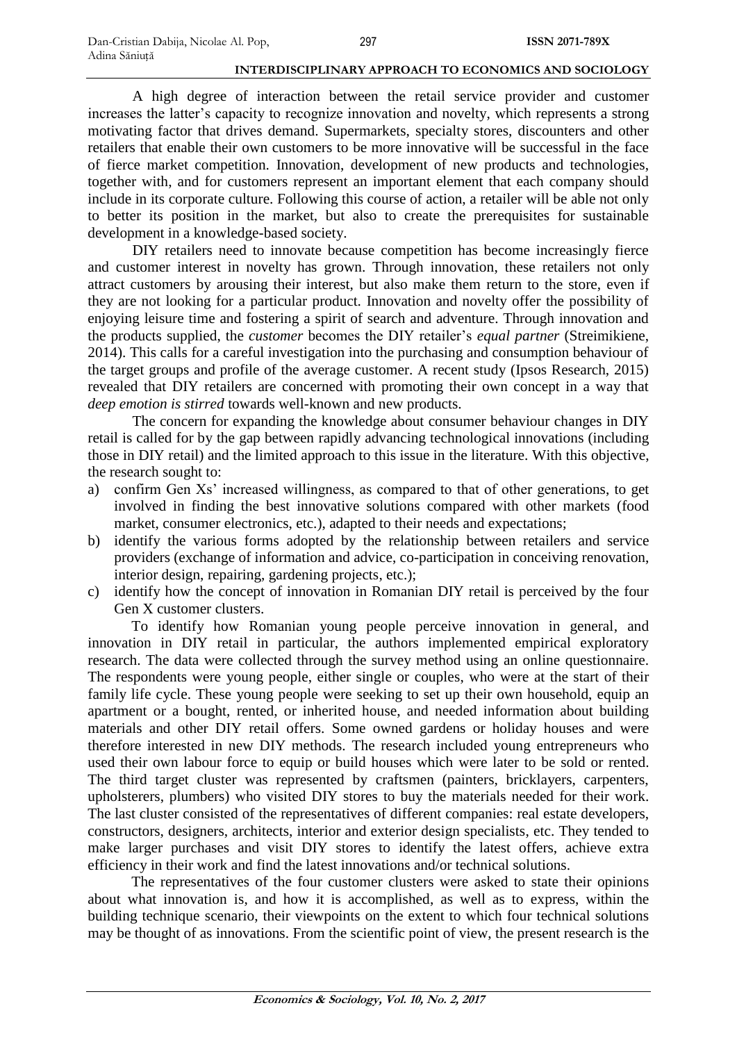A high degree of interaction between the retail service provider and customer increases the latter's capacity to recognize innovation and novelty, which represents a strong motivating factor that drives demand. Supermarkets, specialty stores, discounters and other retailers that enable their own customers to be more innovative will be successful in the face of fierce market competition. Innovation, development of new products and technologies, together with, and for customers represent an important element that each company should include in its corporate culture. Following this course of action, a retailer will be able not only to better its position in the market, but also to create the prerequisites for sustainable development in a knowledge-based society.

DIY retailers need to innovate because competition has become increasingly fierce and customer interest in novelty has grown. Through innovation, these retailers not only attract customers by arousing their interest, but also make them return to the store, even if they are not looking for a particular product. Innovation and novelty offer the possibility of enjoying leisure time and fostering a spirit of search and adventure. Through innovation and the products supplied, the *customer* becomes the DIY retailer's *equal partner* (Streimikiene, 2014). This calls for a careful investigation into the purchasing and consumption behaviour of the target groups and profile of the average customer. A recent study (Ipsos Research, 2015) revealed that DIY retailers are concerned with promoting their own concept in a way that *deep emotion is stirred* towards well-known and new products.

The concern for expanding the knowledge about consumer behaviour changes in DIY retail is called for by the gap between rapidly advancing technological innovations (including those in DIY retail) and the limited approach to this issue in the literature. With this objective, the research sought to:

a) confirm Gen Xs' increased willingness, as compared to that of other generations, to get involved in finding the best innovative solutions compared with other markets (food market, consumer electronics, etc.), adapted to their needs and expectations;
b) identify the various forms adopted by the relationship between retailers and service providers (exchange of information and advice, co-participation in conceiving renovation, interior design, repairing, gardening projects, etc.);
c) identify how the concept of innovation in Romanian DIY retail is perceived by the four Gen X customer clusters.

To identify how Romanian young people perceive innovation in general, and innovation in DIY retail in particular, the authors implemented empirical exploratory research. The data were collected through the survey method using an online questionnaire. The respondents were young people, either single or couples, who were at the start of their family life cycle. These young people were seeking to set up their own household, equip an apartment or a bought, rented, or inherited house, and needed information about building materials and other DIY retail offers. Some owned gardens or holiday houses and were therefore interested in new DIY methods. The research included young entrepreneurs who used their own labour force to equip or build houses which were later to be sold or rented. The third target cluster was represented by craftsmen (painters, bricklayers, carpenters, upholsterers, plumbers) who visited DIY stores to buy the materials needed for their work. The last cluster consisted of the representatives of different companies: real estate developers, constructors, designers, architects, interior and exterior design specialists, etc. They tended to make larger purchases and visit DIY stores to identify the latest offers, achieve extra efficiency in their work and find the latest innovations and/or technical solutions.

The representatives of the four customer clusters were asked to state their opinions about what innovation is, and how it is accomplished, as well as to express, within the building technique scenario, their viewpoints on the extent to which four technical solutions may be thought of as innovations. From the scientific point of view, the present research is the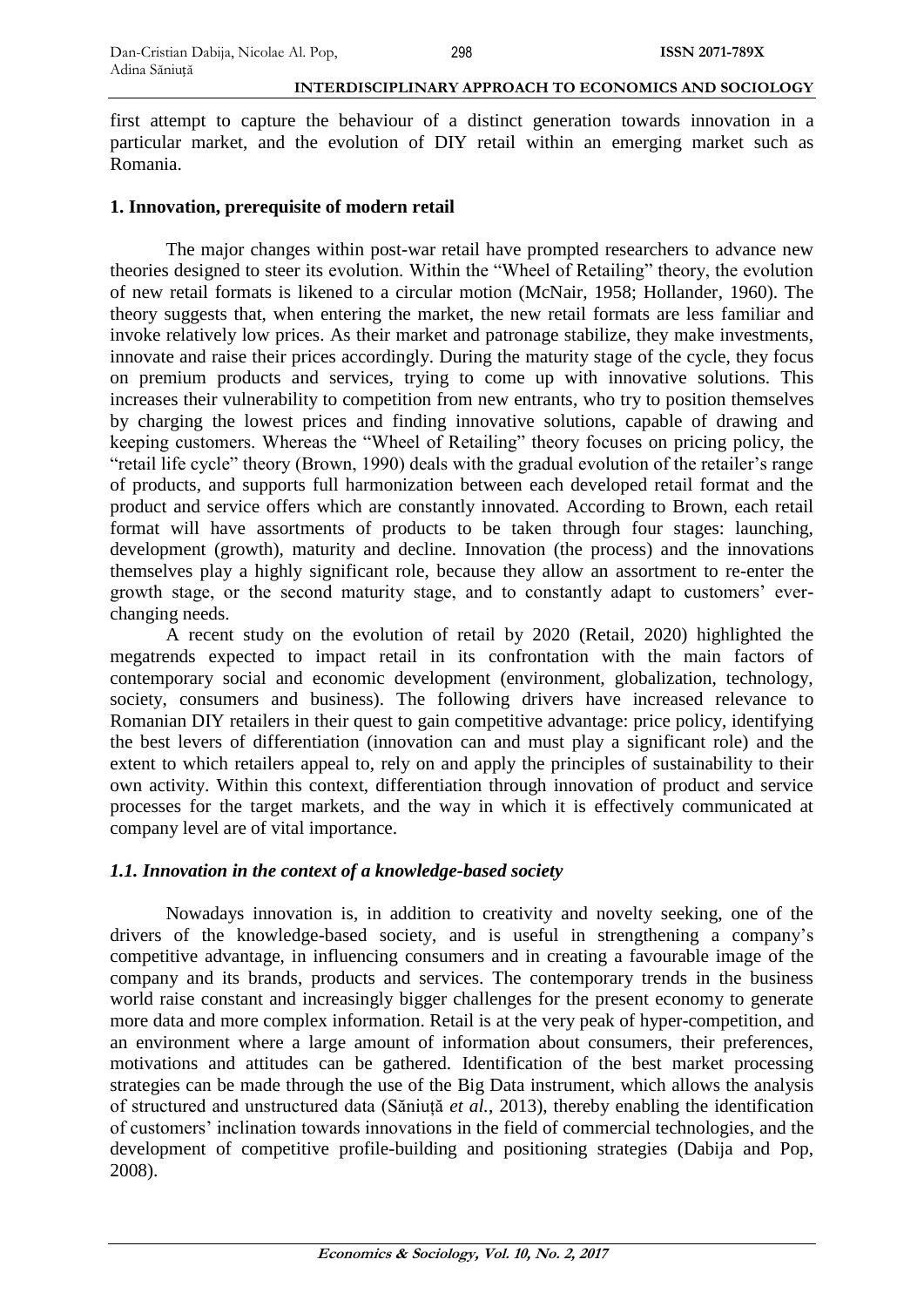first attempt to capture the behaviour of a distinct generation towards innovation in a particular market, and the evolution of DIY retail within an emerging market such as Romania.

## 1. Innovation, prerequisite of modern retail

The major changes within post-war retail have prompted researchers to advance new theories designed to steer its evolution. Within the "Wheel of Retailing" theory, the evolution of new retail formats is likened to a circular motion (McNair, 1958; Hollander, 1960). The theory suggests that, when entering the market, the new retail formats are less familiar and invoke relatively low prices. As their market and patronage stabilize, they make investments, innovate and raise their prices accordingly. During the maturity stage of the cycle, they focus on premium products and services, trying to come up with innovative solutions. This increases their vulnerability to competition from new entrants, who try to position themselves by charging the lowest prices and finding innovative solutions, capable of drawing and keeping customers. Whereas the "Wheel of Retailing" theory focuses on pricing policy, the "retail life cycle" theory (Brown, 1990) deals with the gradual evolution of the retailer's range of products, and supports full harmonization between each developed retail format and the product and service offers which are constantly innovated. According to Brown, each retail format will have assortments of products to be taken through four stages: launching, development (growth), maturity and decline. Innovation (the process) and the innovations themselves play a highly significant role, because they allow an assortment to re-enter the growth stage, or the second maturity stage, and to constantly adapt to customers' ever-changing needs.

A recent study on the evolution of retail by 2020 (Retail, 2020) highlighted the megatrends expected to impact retail in its confrontation with the main factors of contemporary social and economic development (environment, globalization, technology, society, consumers and business). The following drivers have increased relevance to Romanian DIY retailers in their quest to gain competitive advantage: price policy, identifying the best levers of differentiation (innovation can and must play a significant role) and the extent to which retailers appeal to, rely on and apply the principles of sustainability to their own activity. Within this context, differentiation through innovation of product and service processes for the target markets, and the way in which it is effectively communicated at company level are of vital importance.

### *1.1. Innovation in the context of a knowledge-based society*

Nowadays innovation is, in addition to creativity and novelty seeking, one of the drivers of the knowledge-based society, and is useful in strengthening a company's competitive advantage, in influencing consumers and in creating a favourable image of the company and its brands, products and services. The contemporary trends in the business world raise constant and increasingly bigger challenges for the present economy to generate more data and more complex information. Retail is at the very peak of hyper-competition, and an environment where a large amount of information about consumers, their preferences, motivations and attitudes can be gathered. Identification of the best market processing strategies can be made through the use of the Big Data instrument, which allows the analysis of structured and unstructured data (Săniuță *et al.*, 2013), thereby enabling the identification of customers' inclination towards innovations in the field of commercial technologies, and the development of competitive profile-building and positioning strategies (Dabija and Pop, 2008).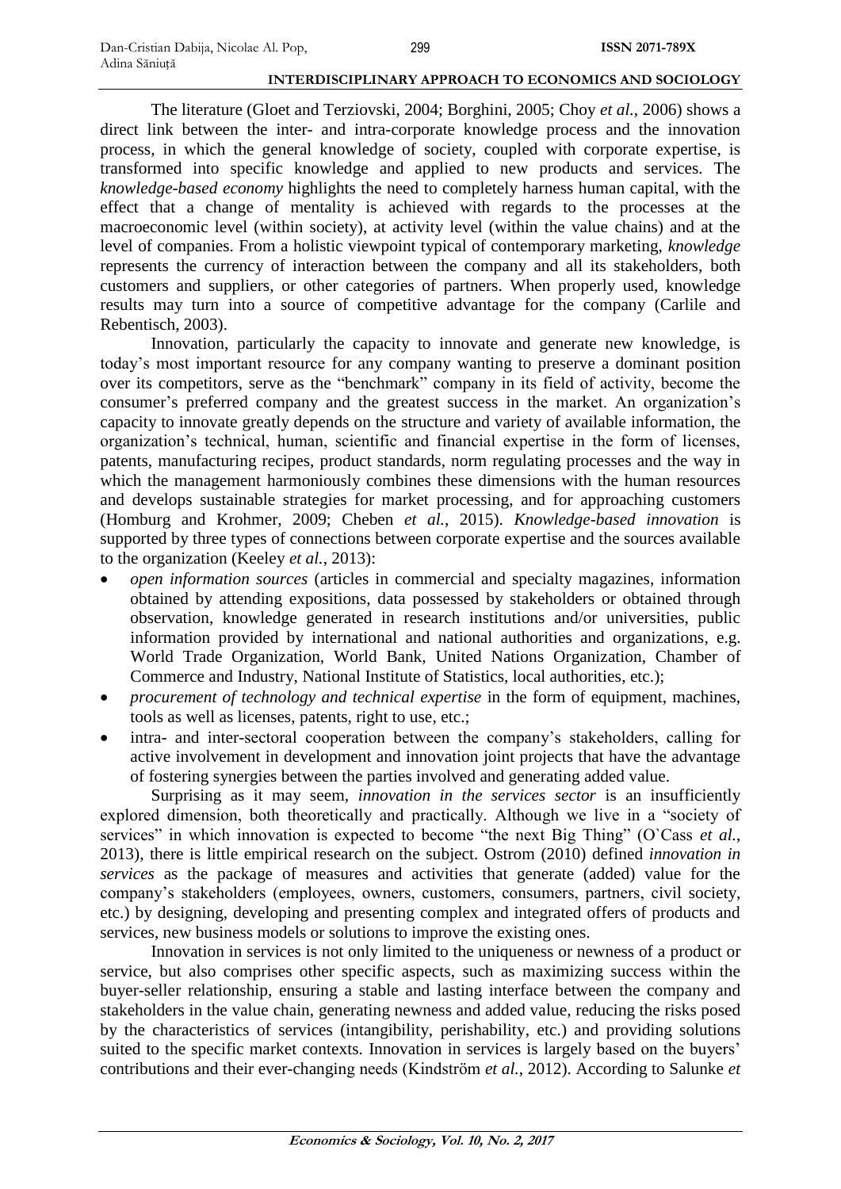The literature (Gloet and Terziovski, 2004; Borghini, 2005; Choy *et al.*, 2006) shows a direct link between the inter- and intra-corporate knowledge process and the innovation process, in which the general knowledge of society, coupled with corporate expertise, is transformed into specific knowledge and applied to new products and services. The *knowledge-based economy* highlights the need to completely harness human capital, with the effect that a change of mentality is achieved with regards to the processes at the macroeconomic level (within society), at activity level (within the value chains) and at the level of companies. From a holistic viewpoint typical of contemporary marketing, *knowledge* represents the currency of interaction between the company and all its stakeholders, both customers and suppliers, or other categories of partners. When properly used, knowledge results may turn into a source of competitive advantage for the company (Carlile and Rebentisch, 2003).

Innovation, particularly the capacity to innovate and generate new knowledge, is today's most important resource for any company wanting to preserve a dominant position over its competitors, serve as the "benchmark" company in its field of activity, become the consumer's preferred company and the greatest success in the market. An organization's capacity to innovate greatly depends on the structure and variety of available information, the organization's technical, human, scientific and financial expertise in the form of licenses, patents, manufacturing recipes, product standards, norm regulating processes and the way in which the management harmoniously combines these dimensions with the human resources and develops sustainable strategies for market processing, and for approaching customers (Homburg and Krohmer, 2009; Cheben *et al.*, 2015). *Knowledge-based innovation* is supported by three types of connections between corporate expertise and the sources available to the organization (Keeley *et al.*, 2013):

- *open information sources* (articles in commercial and specialty magazines, information obtained by attending expositions, data possessed by stakeholders or obtained through observation, knowledge generated in research institutions and/or universities, public information provided by international and national authorities and organizations, e.g. World Trade Organization, World Bank, United Nations Organization, Chamber of Commerce and Industry, National Institute of Statistics, local authorities, etc.);
- *procurement of technology and technical expertise* in the form of equipment, machines, tools as well as licenses, patents, right to use, etc.;
- intra- and inter-sectoral cooperation between the company's stakeholders, calling for active involvement in development and innovation joint projects that have the advantage of fostering synergies between the parties involved and generating added value.

Surprising as it may seem, *innovation in the services sector* is an insufficiently explored dimension, both theoretically and practically. Although we live in a "society of services" in which innovation is expected to become "the next Big Thing" (O`Cass *et al.*, 2013), there is little empirical research on the subject. Ostrom (2010) defined *innovation in services* as the package of measures and activities that generate (added) value for the company's stakeholders (employees, owners, customers, consumers, partners, civil society, etc.) by designing, developing and presenting complex and integrated offers of products and services, new business models or solutions to improve the existing ones.

Innovation in services is not only limited to the uniqueness or newness of a product or service, but also comprises other specific aspects, such as maximizing success within the buyer-seller relationship, ensuring a stable and lasting interface between the company and stakeholders in the value chain, generating newness and added value, reducing the risks posed by the characteristics of services (intangibility, perishability, etc.) and providing solutions suited to the specific market contexts. Innovation in services is largely based on the buyers' contributions and their ever-changing needs (Kindström *et al.*, 2012). According to Salunke *et*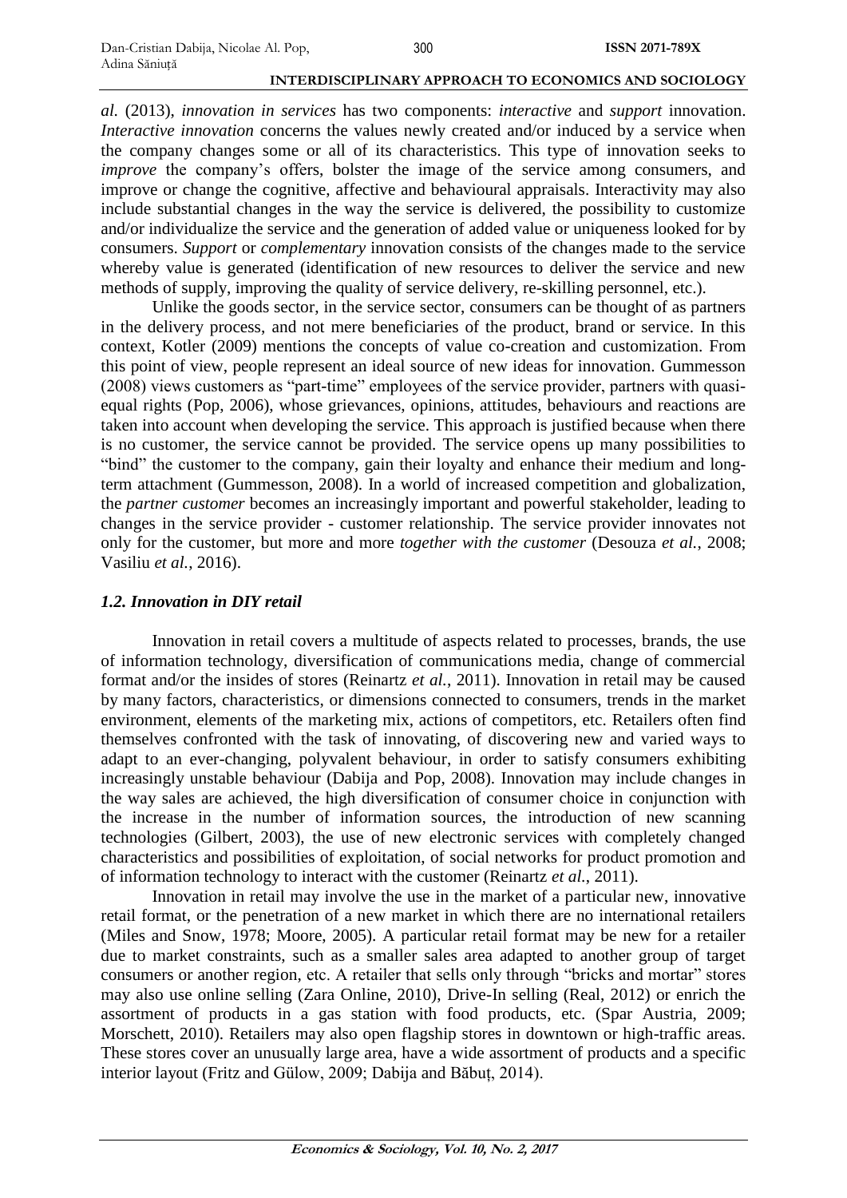*al.* (2013), *innovation in services* has two components: *interactive* and *support* innovation. *Interactive innovation* concerns the values newly created and/or induced by a service when the company changes some or all of its characteristics. This type of innovation seeks to *improve* the company's offers, bolster the image of the service among consumers, and improve or change the cognitive, affective and behavioural appraisals. Interactivity may also include substantial changes in the way the service is delivered, the possibility to customize and/or individualize the service and the generation of added value or uniqueness looked for by consumers. *Support* or *complementary* innovation consists of the changes made to the service whereby value is generated (identification of new resources to deliver the service and new methods of supply, improving the quality of service delivery, re-skilling personnel, etc.).

Unlike the goods sector, in the service sector, consumers can be thought of as partners in the delivery process, and not mere beneficiaries of the product, brand or service. In this context, Kotler (2009) mentions the concepts of value co-creation and customization. From this point of view, people represent an ideal source of new ideas for innovation. Gummesson (2008) views customers as "part-time" employees of the service provider, partners with quasi-equal rights (Pop, 2006), whose grievances, opinions, attitudes, behaviours and reactions are taken into account when developing the service. This approach is justified because when there is no customer, the service cannot be provided. The service opens up many possibilities to "bind" the customer to the company, gain their loyalty and enhance their medium and long-term attachment (Gummesson, 2008). In a world of increased competition and globalization, the *partner customer* becomes an increasingly important and powerful stakeholder, leading to changes in the service provider - customer relationship. The service provider innovates not only for the customer, but more and more *together with the customer* (Desouza *et al.*, 2008; Vasiliu *et al.*, 2016).

### *1.2. Innovation in DIY retail*

Innovation in retail covers a multitude of aspects related to processes, brands, the use of information technology, diversification of communications media, change of commercial format and/or the insides of stores (Reinartz *et al.*, 2011). Innovation in retail may be caused by many factors, characteristics, or dimensions connected to consumers, trends in the market environment, elements of the marketing mix, actions of competitors, etc. Retailers often find themselves confronted with the task of innovating, of discovering new and varied ways to adapt to an ever-changing, polyvalent behaviour, in order to satisfy consumers exhibiting increasingly unstable behaviour (Dabija and Pop, 2008). Innovation may include changes in the way sales are achieved, the high diversification of consumer choice in conjunction with the increase in the number of information sources, the introduction of new scanning technologies (Gilbert, 2003), the use of new electronic services with completely changed characteristics and possibilities of exploitation, of social networks for product promotion and of information technology to interact with the customer (Reinartz *et al.*, 2011).

Innovation in retail may involve the use in the market of a particular new, innovative retail format, or the penetration of a new market in which there are no international retailers (Miles and Snow, 1978; Moore, 2005). A particular retail format may be new for a retailer due to market constraints, such as a smaller sales area adapted to another group of target consumers or another region, etc. A retailer that sells only through "bricks and mortar" stores may also use online selling (Zara Online, 2010), Drive-In selling (Real, 2012) or enrich the assortment of products in a gas station with food products, etc. (Spar Austria, 2009; Morschett, 2010). Retailers may also open flagship stores in downtown or high-traffic areas. These stores cover an unusually large area, have a wide assortment of products and a specific interior layout (Fritz and Gülow, 2009; Dabija and Băbuț, 2014).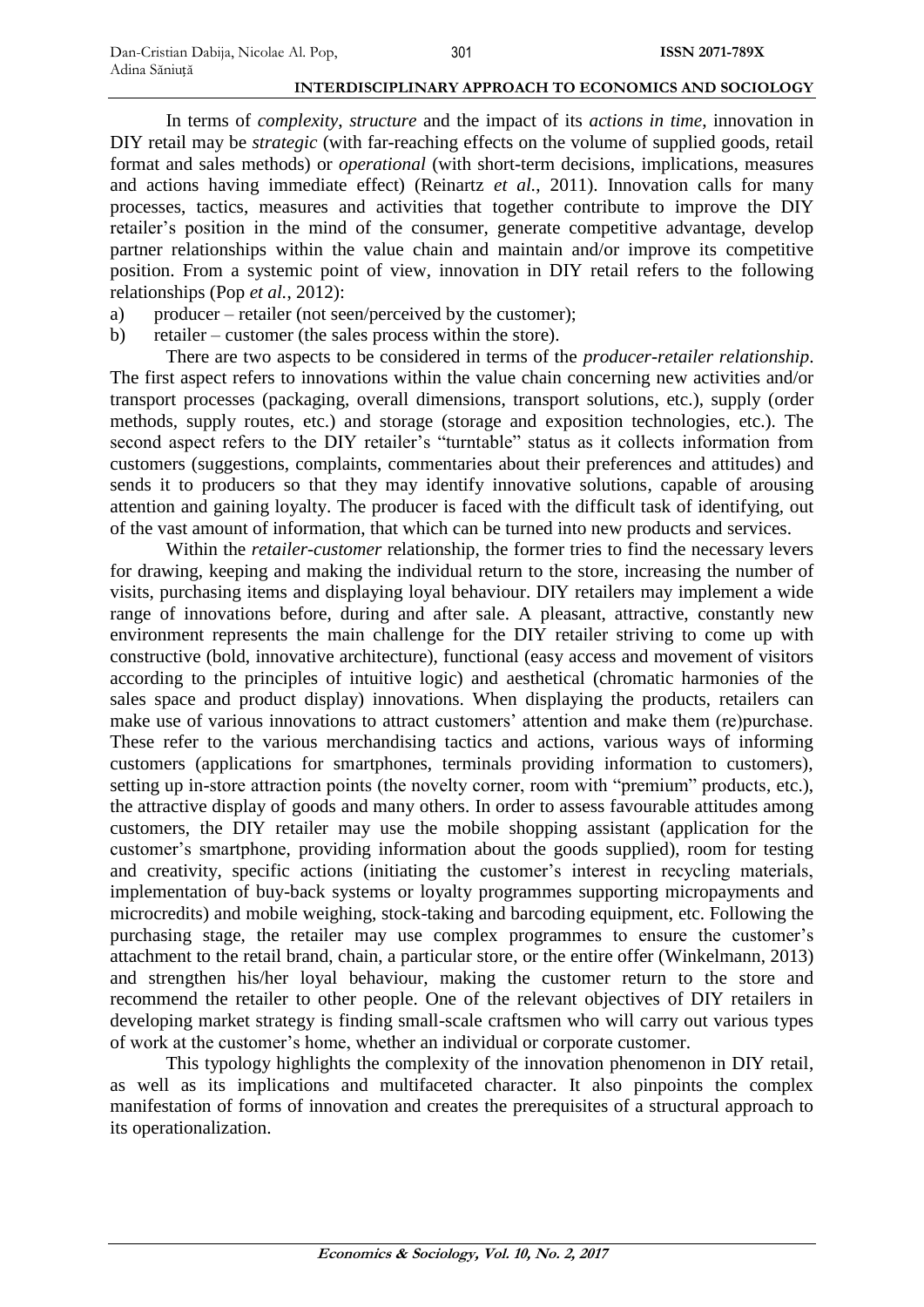In terms of *complexity*, *structure* and the impact of its *actions in time*, innovation in DIY retail may be *strategic* (with far-reaching effects on the volume of supplied goods, retail format and sales methods) or *operational* (with short-term decisions, implications, measures and actions having immediate effect) (Reinartz *et al.*, 2011). Innovation calls for many processes, tactics, measures and activities that together contribute to improve the DIY retailer's position in the mind of the consumer, generate competitive advantage, develop partner relationships within the value chain and maintain and/or improve its competitive position. From a systemic point of view, innovation in DIY retail refers to the following relationships (Pop *et al.*, 2012):

a) producer – retailer (not seen/perceived by the customer);
b) retailer – customer (the sales process within the store).

There are two aspects to be considered in terms of the *producer-retailer relationship*. The first aspect refers to innovations within the value chain concerning new activities and/or transport processes (packaging, overall dimensions, transport solutions, etc.), supply (order methods, supply routes, etc.) and storage (storage and exposition technologies, etc.). The second aspect refers to the DIY retailer's "turntable" status as it collects information from customers (suggestions, complaints, commentaries about their preferences and attitudes) and sends it to producers so that they may identify innovative solutions, capable of arousing attention and gaining loyalty. The producer is faced with the difficult task of identifying, out of the vast amount of information, that which can be turned into new products and services.

Within the *retailer-customer* relationship, the former tries to find the necessary levers for drawing, keeping and making the individual return to the store, increasing the number of visits, purchasing items and displaying loyal behaviour. DIY retailers may implement a wide range of innovations before, during and after sale. A pleasant, attractive, constantly new environment represents the main challenge for the DIY retailer striving to come up with constructive (bold, innovative architecture), functional (easy access and movement of visitors according to the principles of intuitive logic) and aesthetical (chromatic harmonies of the sales space and product display) innovations. When displaying the products, retailers can make use of various innovations to attract customers' attention and make them (re)purchase. These refer to the various merchandising tactics and actions, various ways of informing customers (applications for smartphones, terminals providing information to customers), setting up in-store attraction points (the novelty corner, room with "premium" products, etc.), the attractive display of goods and many others. In order to assess favourable attitudes among customers, the DIY retailer may use the mobile shopping assistant (application for the customer's smartphone, providing information about the goods supplied), room for testing and creativity, specific actions (initiating the customer's interest in recycling materials, implementation of buy-back systems or loyalty programmes supporting micropayments and microcredits) and mobile weighing, stock-taking and barcoding equipment, etc. Following the purchasing stage, the retailer may use complex programmes to ensure the customer's attachment to the retail brand, chain, a particular store, or the entire offer (Winkelmann, 2013) and strengthen his/her loyal behaviour, making the customer return to the store and recommend the retailer to other people. One of the relevant objectives of DIY retailers in developing market strategy is finding small-scale craftsmen who will carry out various types of work at the customer's home, whether an individual or corporate customer.

This typology highlights the complexity of the innovation phenomenon in DIY retail, as well as its implications and multifaceted character. It also pinpoints the complex manifestation of forms of innovation and creates the prerequisites of a structural approach to its operationalization.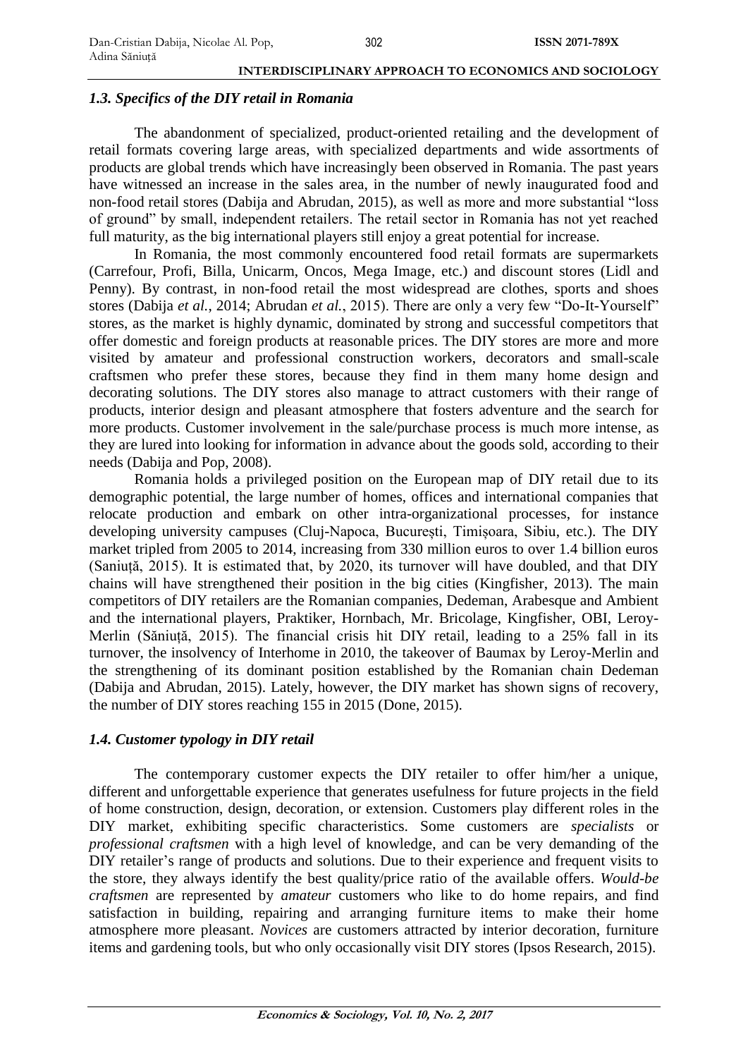### *1.3. Specifics of the DIY retail in Romania*

The abandonment of specialized, product-oriented retailing and the development of retail formats covering large areas, with specialized departments and wide assortments of products are global trends which have increasingly been observed in Romania. The past years have witnessed an increase in the sales area, in the number of newly inaugurated food and non-food retail stores (Dabija and Abrudan, 2015), as well as more and more substantial "loss of ground" by small, independent retailers. The retail sector in Romania has not yet reached full maturity, as the big international players still enjoy a great potential for increase.

In Romania, the most commonly encountered food retail formats are supermarkets (Carrefour, Profi, Billa, Unicarm, Oncos, Mega Image, etc.) and discount stores (Lidl and Penny). By contrast, in non-food retail the most widespread are clothes, sports and shoes stores (Dabija *et al.*, 2014; Abrudan *et al.*, 2015). There are only a very few "Do-It-Yourself" stores, as the market is highly dynamic, dominated by strong and successful competitors that offer domestic and foreign products at reasonable prices. The DIY stores are more and more visited by amateur and professional construction workers, decorators and small-scale craftsmen who prefer these stores, because they find in them many home design and decorating solutions. The DIY stores also manage to attract customers with their range of products, interior design and pleasant atmosphere that fosters adventure and the search for more products. Customer involvement in the sale/purchase process is much more intense, as they are lured into looking for information in advance about the goods sold, according to their needs (Dabija and Pop, 2008).

Romania holds a privileged position on the European map of DIY retail due to its demographic potential, the large number of homes, offices and international companies that relocate production and embark on other intra-organizational processes, for instance developing university campuses (Cluj-Napoca, București, Timișoara, Sibiu, etc.). The DIY market tripled from 2005 to 2014, increasing from 330 million euros to over 1.4 billion euros (Saniuță, 2015). It is estimated that, by 2020, its turnover will have doubled, and that DIY chains will have strengthened their position in the big cities (Kingfisher, 2013). The main competitors of DIY retailers are the Romanian companies, Dedeman, Arabesque and Ambient and the international players, Praktiker, Hornbach, Mr. Bricolage, Kingfisher, OBI, Leroy-Merlin (Săniuță, 2015). The financial crisis hit DIY retail, leading to a 25% fall in its turnover, the insolvency of Interhome in 2010, the takeover of Baumax by Leroy-Merlin and the strengthening of its dominant position established by the Romanian chain Dedeman (Dabija and Abrudan, 2015). Lately, however, the DIY market has shown signs of recovery, the number of DIY stores reaching 155 in 2015 (Done, 2015).

### *1.4. Customer typology in DIY retail*

The contemporary customer expects the DIY retailer to offer him/her a unique, different and unforgettable experience that generates usefulness for future projects in the field of home construction, design, decoration, or extension. Customers play different roles in the DIY market, exhibiting specific characteristics. Some customers are *specialists* or *professional craftsmen* with a high level of knowledge, and can be very demanding of the DIY retailer's range of products and solutions. Due to their experience and frequent visits to the store, they always identify the best quality/price ratio of the available offers. *Would-be craftsmen* are represented by *amateur* customers who like to do home repairs, and find satisfaction in building, repairing and arranging furniture items to make their home atmosphere more pleasant. *Novices* are customers attracted by interior decoration, furniture items and gardening tools, but who only occasionally visit DIY stores (Ipsos Research, 2015).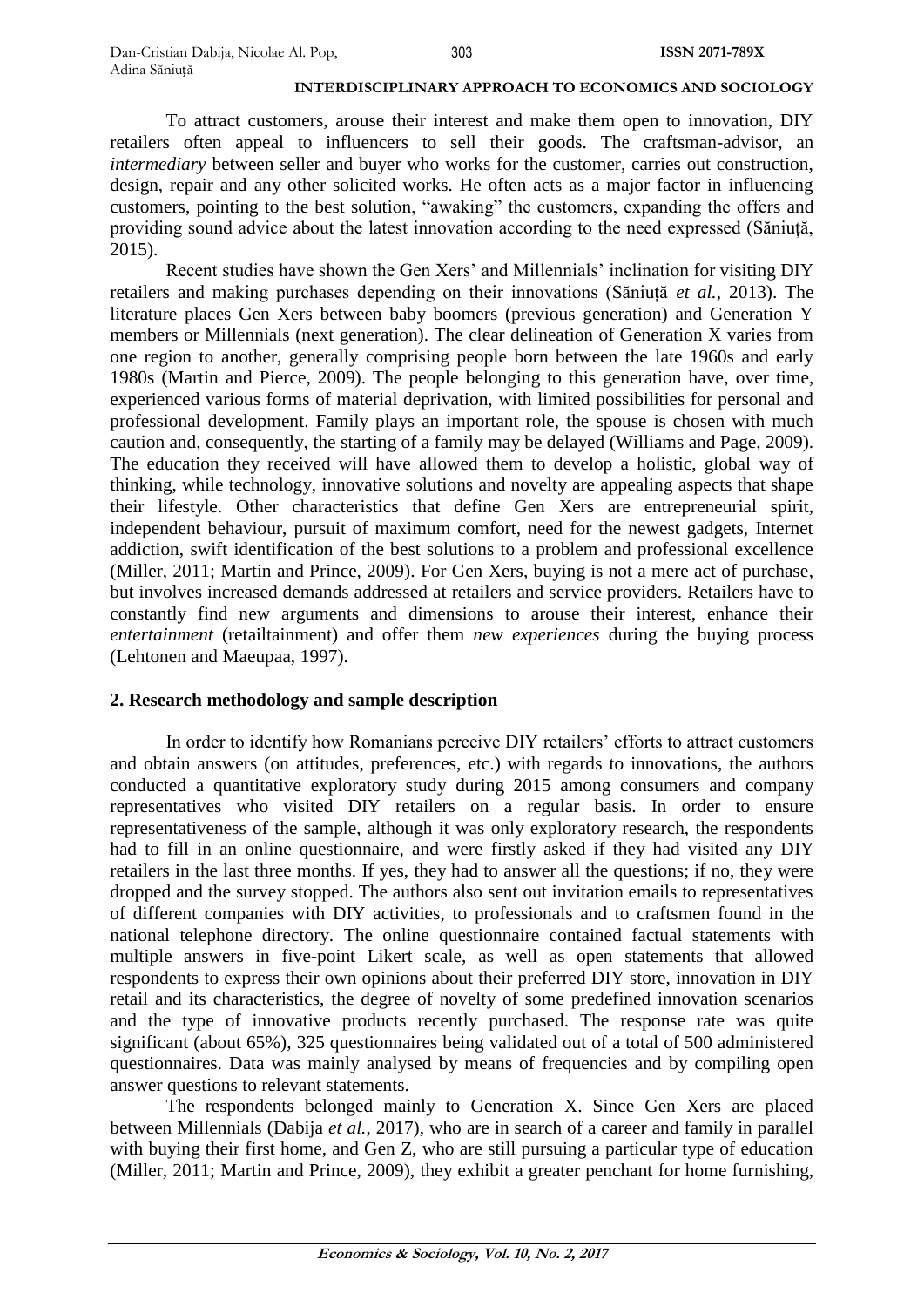To attract customers, arouse their interest and make them open to innovation, DIY retailers often appeal to influencers to sell their goods. The craftsman-advisor, an *intermediary* between seller and buyer who works for the customer, carries out construction, design, repair and any other solicited works. He often acts as a major factor in influencing customers, pointing to the best solution, "awaking" the customers, expanding the offers and providing sound advice about the latest innovation according to the need expressed (Săniuță, 2015).

Recent studies have shown the Gen Xers' and Millennials' inclination for visiting DIY retailers and making purchases depending on their innovations (Săniuță *et al.*, 2013). The literature places Gen Xers between baby boomers (previous generation) and Generation Y members or Millennials (next generation). The clear delineation of Generation X varies from one region to another, generally comprising people born between the late 1960s and early 1980s (Martin and Pierce, 2009). The people belonging to this generation have, over time, experienced various forms of material deprivation, with limited possibilities for personal and professional development. Family plays an important role, the spouse is chosen with much caution and, consequently, the starting of a family may be delayed (Williams and Page, 2009). The education they received will have allowed them to develop a holistic, global way of thinking, while technology, innovative solutions and novelty are appealing aspects that shape their lifestyle. Other characteristics that define Gen Xers are entrepreneurial spirit, independent behaviour, pursuit of maximum comfort, need for the newest gadgets, Internet addiction, swift identification of the best solutions to a problem and professional excellence (Miller, 2011; Martin and Prince, 2009). For Gen Xers, buying is not a mere act of purchase, but involves increased demands addressed at retailers and service providers. Retailers have to constantly find new arguments and dimensions to arouse their interest, enhance their *entertainment* (retailtainment) and offer them *new experiences* during the buying process (Lehtonen and Maeupaa, 1997).

## 2. Research methodology and sample description

In order to identify how Romanians perceive DIY retailers' efforts to attract customers and obtain answers (on attitudes, preferences, etc.) with regards to innovations, the authors conducted a quantitative exploratory study during 2015 among consumers and company representatives who visited DIY retailers on a regular basis. In order to ensure representativeness of the sample, although it was only exploratory research, the respondents had to fill in an online questionnaire, and were firstly asked if they had visited any DIY retailers in the last three months. If yes, they had to answer all the questions; if no, they were dropped and the survey stopped. The authors also sent out invitation emails to representatives of different companies with DIY activities, to professionals and to craftsmen found in the national telephone directory. The online questionnaire contained factual statements with multiple answers in five-point Likert scale, as well as open statements that allowed respondents to express their own opinions about their preferred DIY store, innovation in DIY retail and its characteristics, the degree of novelty of some predefined innovation scenarios and the type of innovative products recently purchased. The response rate was quite significant (about 65%), 325 questionnaires being validated out of a total of 500 administered questionnaires. Data was mainly analysed by means of frequencies and by compiling open answer questions to relevant statements.

The respondents belonged mainly to Generation X. Since Gen Xers are placed between Millennials (Dabija *et al.*, 2017), who are in search of a career and family in parallel with buying their first home, and Gen Z, who are still pursuing a particular type of education (Miller, 2011; Martin and Prince, 2009), they exhibit a greater penchant for home furnishing,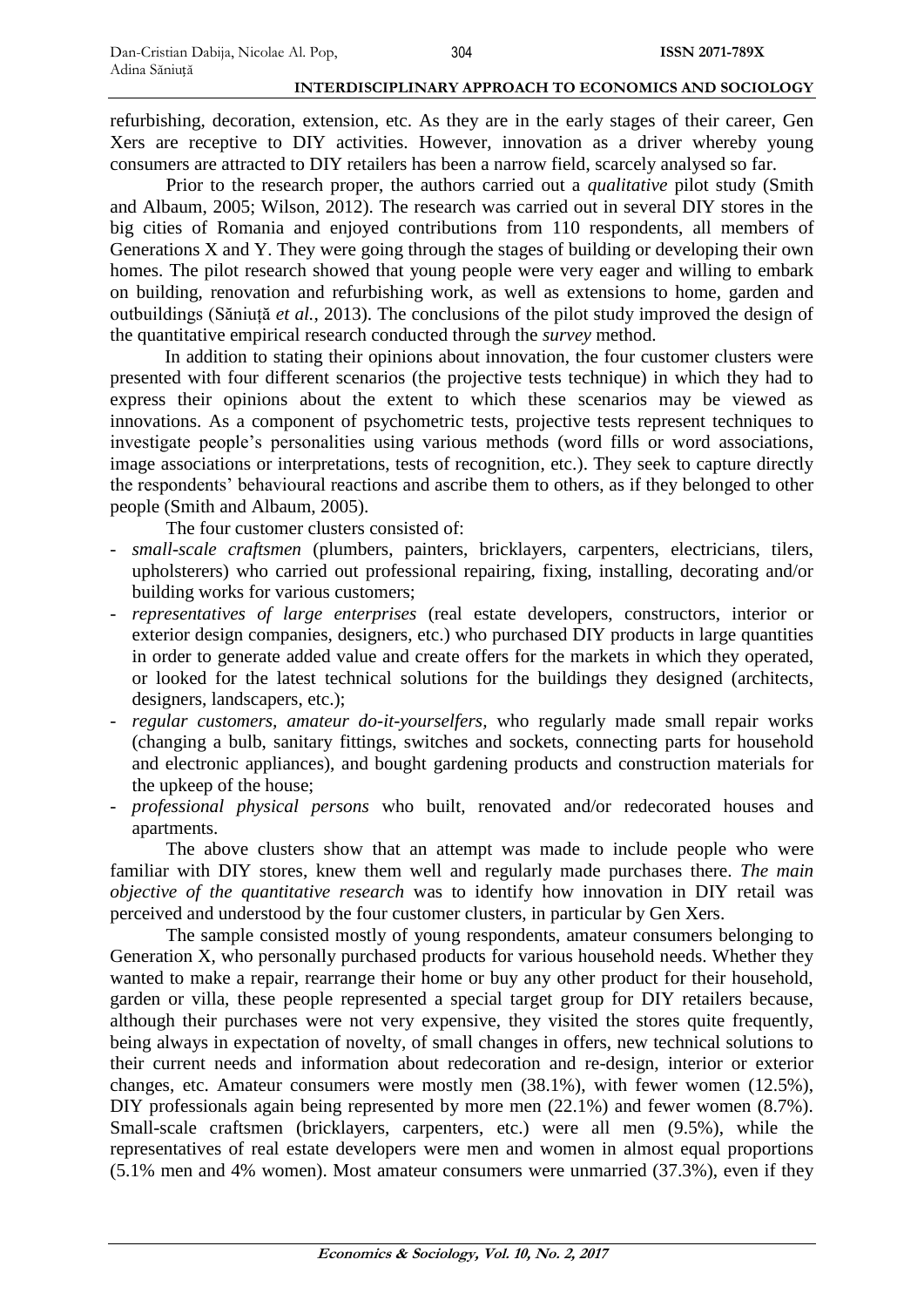refurbishing, decoration, extension, etc. As they are in the early stages of their career, Gen Xers are receptive to DIY activities. However, innovation as a driver whereby young consumers are attracted to DIY retailers has been a narrow field, scarcely analysed so far.

Prior to the research proper, the authors carried out a *qualitative* pilot study (Smith and Albaum, 2005; Wilson, 2012). The research was carried out in several DIY stores in the big cities of Romania and enjoyed contributions from 110 respondents, all members of Generations X and Y. They were going through the stages of building or developing their own homes. The pilot research showed that young people were very eager and willing to embark on building, renovation and refurbishing work, as well as extensions to home, garden and outbuildings (Săniuță *et al.*, 2013). The conclusions of the pilot study improved the design of the quantitative empirical research conducted through the *survey* method.

In addition to stating their opinions about innovation, the four customer clusters were presented with four different scenarios (the projective tests technique) in which they had to express their opinions about the extent to which these scenarios may be viewed as innovations. As a component of psychometric tests, projective tests represent techniques to investigate people's personalities using various methods (word fills or word associations, image associations or interpretations, tests of recognition, etc.). They seek to capture directly the respondents' behavioural reactions and ascribe them to others, as if they belonged to other people (Smith and Albaum, 2005).

The four customer clusters consisted of:

- *small-scale craftsmen* (plumbers, painters, bricklayers, carpenters, electricians, tilers, upholsterers) who carried out professional repairing, fixing, installing, decorating and/or building works for various customers;
- *representatives of large enterprises* (real estate developers, constructors, interior or exterior design companies, designers, etc.) who purchased DIY products in large quantities in order to generate added value and create offers for the markets in which they operated, or looked for the latest technical solutions for the buildings they designed (architects, designers, landscapers, etc.);
- *regular customers*, *amateur do-it-yourselfers*, who regularly made small repair works (changing a bulb, sanitary fittings, switches and sockets, connecting parts for household and electronic appliances), and bought gardening products and construction materials for the upkeep of the house;
- *professional physical persons* who built, renovated and/or redecorated houses and apartments.

The above clusters show that an attempt was made to include people who were familiar with DIY stores, knew them well and regularly made purchases there. *The main objective of the quantitative research* was to identify how innovation in DIY retail was perceived and understood by the four customer clusters, in particular by Gen Xers.

The sample consisted mostly of young respondents, amateur consumers belonging to Generation X, who personally purchased products for various household needs. Whether they wanted to make a repair, rearrange their home or buy any other product for their household, garden or villa, these people represented a special target group for DIY retailers because, although their purchases were not very expensive, they visited the stores quite frequently, being always in expectation of novelty, of small changes in offers, new technical solutions to their current needs and information about redecoration and re-design, interior or exterior changes, etc. Amateur consumers were mostly men (38.1%), with fewer women (12.5%), DIY professionals again being represented by more men (22.1%) and fewer women (8.7%). Small-scale craftsmen (bricklayers, carpenters, etc.) were all men (9.5%), while the representatives of real estate developers were men and women in almost equal proportions (5.1% men and 4% women). Most amateur consumers were unmarried (37.3%), even if they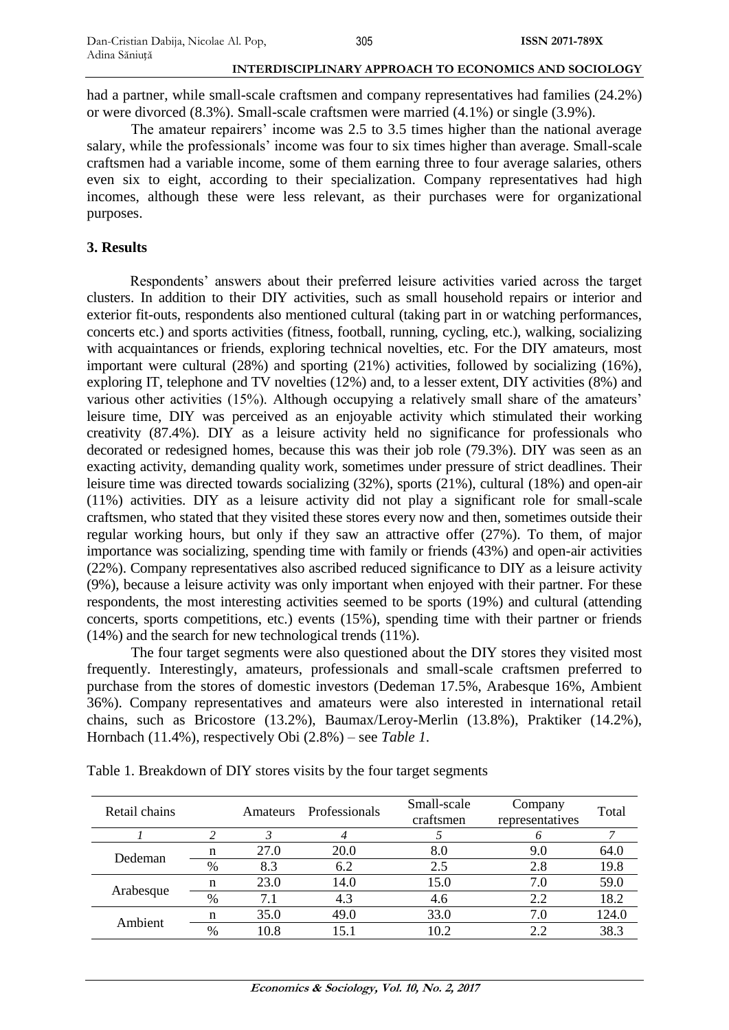had a partner, while small-scale craftsmen and company representatives had families (24.2%) or were divorced (8.3%). Small-scale craftsmen were married (4.1%) or single (3.9%).

The amateur repairers' income was 2.5 to 3.5 times higher than the national average salary, while the professionals' income was four to six times higher than average. Small-scale craftsmen had a variable income, some of them earning three to four average salaries, others even six to eight, according to their specialization. Company representatives had high incomes, although these were less relevant, as their purchases were for organizational purposes.

## 3. Results

Respondents' answers about their preferred leisure activities varied across the target clusters. In addition to their DIY activities, such as small household repairs or interior and exterior fit-outs, respondents also mentioned cultural (taking part in or watching performances, concerts etc.) and sports activities (fitness, football, running, cycling, etc.), walking, socializing with acquaintances or friends, exploring technical novelties, etc. For the DIY amateurs, most important were cultural (28%) and sporting (21%) activities, followed by socializing (16%), exploring IT, telephone and TV novelties (12%) and, to a lesser extent, DIY activities (8%) and various other activities (15%). Although occupying a relatively small share of the amateurs' leisure time, DIY was perceived as an enjoyable activity which stimulated their working creativity (87.4%). DIY as a leisure activity held no significance for professionals who decorated or redesigned homes, because this was their job role (79.3%). DIY was seen as an exacting activity, demanding quality work, sometimes under pressure of strict deadlines. Their leisure time was directed towards socializing (32%), sports (21%), cultural (18%) and open-air (11%) activities. DIY as a leisure activity did not play a significant role for small-scale craftsmen, who stated that they visited these stores every now and then, sometimes outside their regular working hours, but only if they saw an attractive offer (27%). To them, of major importance was socializing, spending time with family or friends (43%) and open-air activities (22%). Company representatives also ascribed reduced significance to DIY as a leisure activity (9%), because a leisure activity was only important when enjoyed with their partner. For these respondents, the most interesting activities seemed to be sports (19%) and cultural (attending concerts, sports competitions, etc.) events (15%), spending time with their partner or friends (14%) and the search for new technological trends (11%).

The four target segments were also questioned about the DIY stores they visited most frequently. Interestingly, amateurs, professionals and small-scale craftsmen preferred to purchase from the stores of domestic investors (Dedeman 17.5%, Arabesque 16%, Ambient 36%). Company representatives and amateurs were also interested in international retail chains, such as Bricostore (13.2%), Baumax/Leroy-Merlin (13.8%), Praktiker (14.2%), Hornbach (11.4%), respectively Obi (2.8%) – see *Table 1*.

Table 1. Breakdown of DIY stores visits by the four target segments

| Retail chains | | Amateurs | Professionals | Small-scale craftsmen | Company representatives | Total |
|---|---|---|---|---|---|---|
| *1* | *2* | *3* | *4* | *5* | *6* | *7* |
| Dedeman | n | 27.0 | 20.0 | 8.0 | 9.0 | 64.0 |
| | % | 8.3 | 6.2 | 2.5 | 2.8 | 19.8 |
| Arabesque | n | 23.0 | 14.0 | 15.0 | 7.0 | 59.0 |
| | % | 7.1 | 4.3 | 4.6 | 2.2 | 18.2 |
| Ambient | n | 35.0 | 49.0 | 33.0 | 7.0 | 124.0 |
| | % | 10.8 | 15.1 | 10.2 | 2.2 | 38.3 |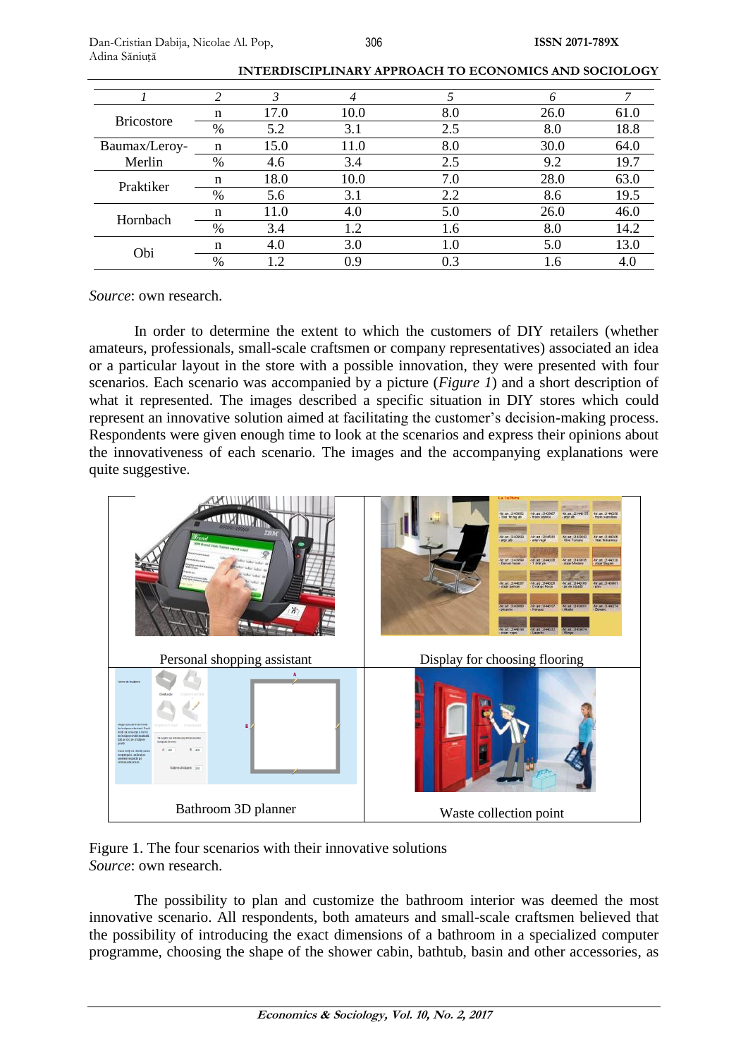| 1 | 2 | 3 | 4 | 5 | 6 | 7 |
|---|---|---|---|---|---|---|
| Bricostore | n | 17.0 | 10.0 | 8.0 | 26.0 | 61.0 |
| | % | 5.2 | 3.1 | 2.5 | 8.0 | 18.8 |
| Baumax/Leroy-Merlin | n | 15.0 | 11.0 | 8.0 | 30.0 | 64.0 |
| | % | 4.6 | 3.4 | 2.5 | 9.2 | 19.7 |
| Praktiker | n | 18.0 | 10.0 | 7.0 | 28.0 | 63.0 |
| | % | 5.6 | 3.1 | 2.2 | 8.6 | 19.5 |
| Hornbach | n | 11.0 | 4.0 | 5.0 | 26.0 | 46.0 |
| | % | 3.4 | 1.2 | 1.6 | 8.0 | 14.2 |
| Obi | n | 4.0 | 3.0 | 1.0 | 5.0 | 13.0 |
| | % | 1.2 | 0.9 | 0.3 | 1.6 | 4.0 |

*Source*: own research.

In order to determine the extent to which the customers of DIY retailers (whether amateurs, professionals, small-scale craftsmen or company representatives) associated an idea or a particular layout in the store with a possible innovation, they were presented with four scenarios. Each scenario was accompanied by a picture (*Figure 1*) and a short description of what it represented. The images described a specific situation in DIY stores which could represent an innovative solution aimed at facilitating the customer's decision-making process. Respondents were given enough time to look at the scenarios and express their opinions about the innovativeness of each scenario. The images and the accompanying explanations were quite suggestive.

| Personal shopping assistant | Display for choosing flooring |
|---|---|
| Bathroom 3D planner | Waste collection point |

Figure 1. The four scenarios with their innovative solutions
*Source*: own research.

The possibility to plan and customize the bathroom interior was deemed the most innovative scenario. All respondents, both amateurs and small-scale craftsmen believed that the possibility of introducing the exact dimensions of a bathroom in a specialized computer programme, choosing the shape of the shower cabin, bathtub, basin and other accessories, as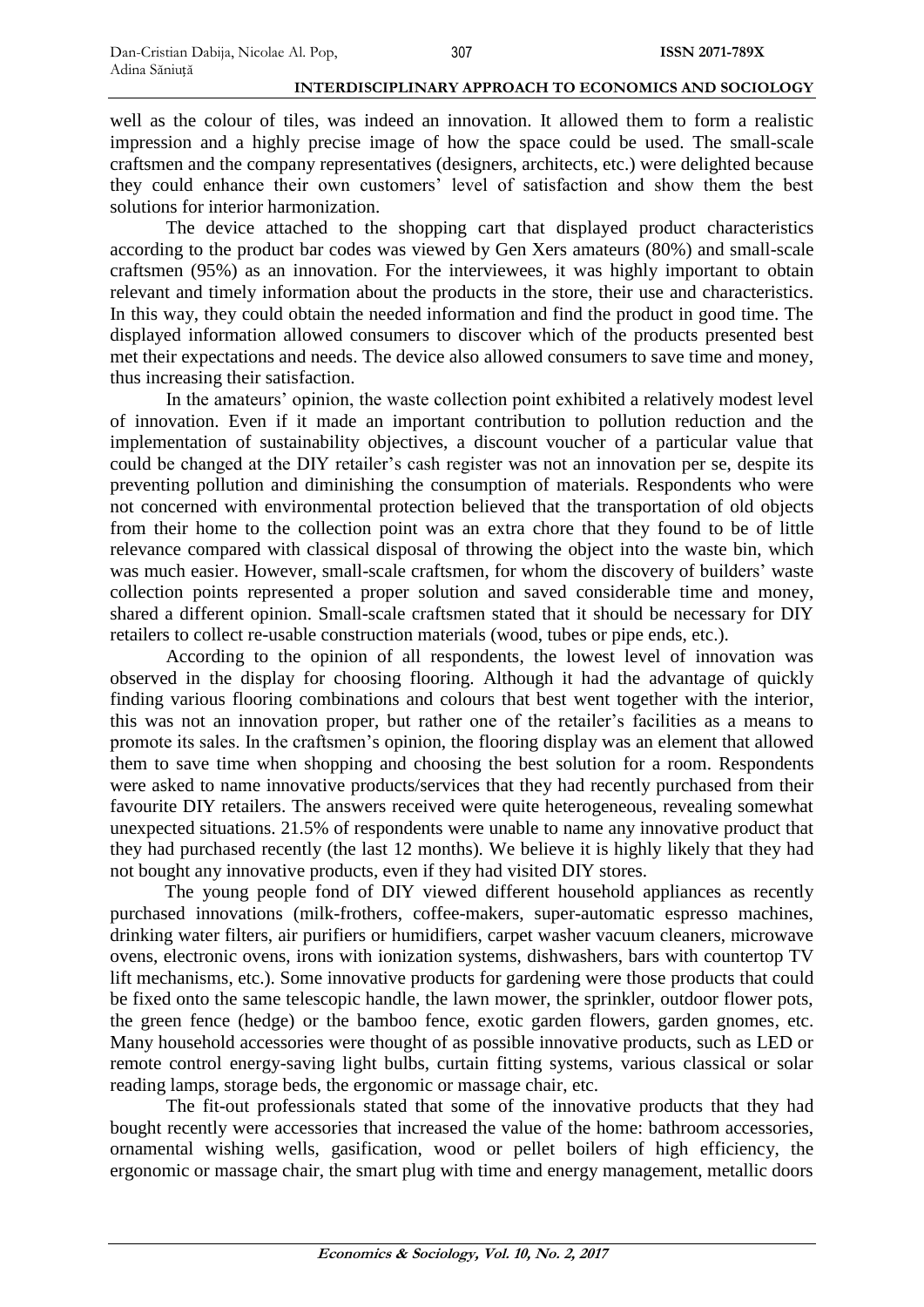well as the colour of tiles, was indeed an innovation. It allowed them to form a realistic impression and a highly precise image of how the space could be used. The small-scale craftsmen and the company representatives (designers, architects, etc.) were delighted because they could enhance their own customers' level of satisfaction and show them the best solutions for interior harmonization.

The device attached to the shopping cart that displayed product characteristics according to the product bar codes was viewed by Gen Xers amateurs (80%) and small-scale craftsmen (95%) as an innovation. For the interviewees, it was highly important to obtain relevant and timely information about the products in the store, their use and characteristics. In this way, they could obtain the needed information and find the product in good time. The displayed information allowed consumers to discover which of the products presented best met their expectations and needs. The device also allowed consumers to save time and money, thus increasing their satisfaction.

In the amateurs' opinion, the waste collection point exhibited a relatively modest level of innovation. Even if it made an important contribution to pollution reduction and the implementation of sustainability objectives, a discount voucher of a particular value that could be changed at the DIY retailer's cash register was not an innovation per se, despite its preventing pollution and diminishing the consumption of materials. Respondents who were not concerned with environmental protection believed that the transportation of old objects from their home to the collection point was an extra chore that they found to be of little relevance compared with classical disposal of throwing the object into the waste bin, which was much easier. However, small-scale craftsmen, for whom the discovery of builders' waste collection points represented a proper solution and saved considerable time and money, shared a different opinion. Small-scale craftsmen stated that it should be necessary for DIY retailers to collect re-usable construction materials (wood, tubes or pipe ends, etc.).

According to the opinion of all respondents, the lowest level of innovation was observed in the display for choosing flooring. Although it had the advantage of quickly finding various flooring combinations and colours that best went together with the interior, this was not an innovation proper, but rather one of the retailer's facilities as a means to promote its sales. In the craftsmen's opinion, the flooring display was an element that allowed them to save time when shopping and choosing the best solution for a room. Respondents were asked to name innovative products/services that they had recently purchased from their favourite DIY retailers. The answers received were quite heterogeneous, revealing somewhat unexpected situations. 21.5% of respondents were unable to name any innovative product that they had purchased recently (the last 12 months). We believe it is highly likely that they had not bought any innovative products, even if they had visited DIY stores.

The young people fond of DIY viewed different household appliances as recently purchased innovations (milk-frothers, coffee-makers, super-automatic espresso machines, drinking water filters, air purifiers or humidifiers, carpet washer vacuum cleaners, microwave ovens, electronic ovens, irons with ionization systems, dishwashers, bars with countertop TV lift mechanisms, etc.). Some innovative products for gardening were those products that could be fixed onto the same telescopic handle, the lawn mower, the sprinkler, outdoor flower pots, the green fence (hedge) or the bamboo fence, exotic garden flowers, garden gnomes, etc. Many household accessories were thought of as possible innovative products, such as LED or remote control energy-saving light bulbs, curtain fitting systems, various classical or solar reading lamps, storage beds, the ergonomic or massage chair, etc.

The fit-out professionals stated that some of the innovative products that they had bought recently were accessories that increased the value of the home: bathroom accessories, ornamental wishing wells, gasification, wood or pellet boilers of high efficiency, the ergonomic or massage chair, the smart plug with time and energy management, metallic doors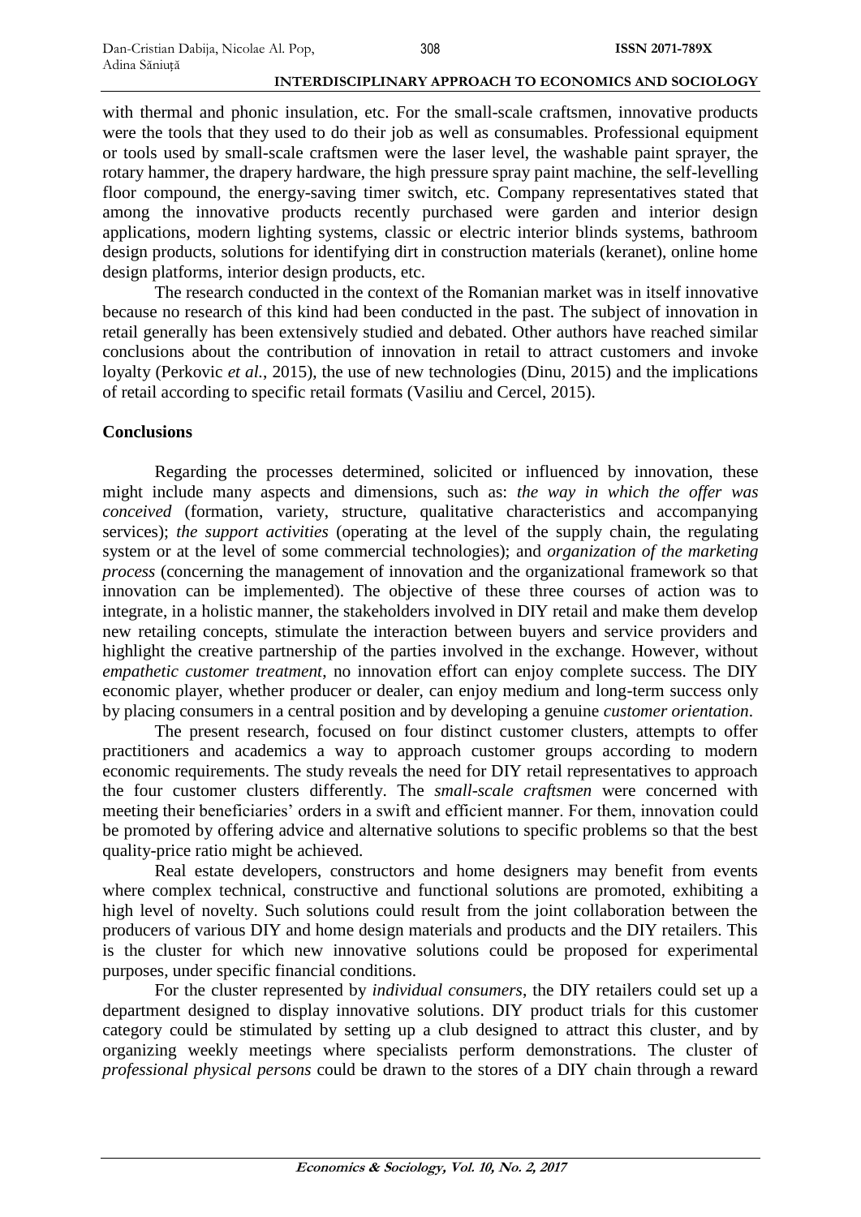with thermal and phonic insulation, etc. For the small-scale craftsmen, innovative products were the tools that they used to do their job as well as consumables. Professional equipment or tools used by small-scale craftsmen were the laser level, the washable paint sprayer, the rotary hammer, the drapery hardware, the high pressure spray paint machine, the self-levelling floor compound, the energy-saving timer switch, etc. Company representatives stated that among the innovative products recently purchased were garden and interior design applications, modern lighting systems, classic or electric interior blinds systems, bathroom design products, solutions for identifying dirt in construction materials (keranet), online home design platforms, interior design products, etc.

The research conducted in the context of the Romanian market was in itself innovative because no research of this kind had been conducted in the past. The subject of innovation in retail generally has been extensively studied and debated. Other authors have reached similar conclusions about the contribution of innovation in retail to attract customers and invoke loyalty (Perkovic *et al.*, 2015), the use of new technologies (Dinu, 2015) and the implications of retail according to specific retail formats (Vasiliu and Cercel, 2015).

## Conclusions

Regarding the processes determined, solicited or influenced by innovation, these might include many aspects and dimensions, such as: *the way in which the offer was conceived* (formation, variety, structure, qualitative characteristics and accompanying services); *the support activities* (operating at the level of the supply chain, the regulating system or at the level of some commercial technologies); and *organization of the marketing process* (concerning the management of innovation and the organizational framework so that innovation can be implemented). The objective of these three courses of action was to integrate, in a holistic manner, the stakeholders involved in DIY retail and make them develop new retailing concepts, stimulate the interaction between buyers and service providers and highlight the creative partnership of the parties involved in the exchange. However, without *empathetic customer treatment*, no innovation effort can enjoy complete success. The DIY economic player, whether producer or dealer, can enjoy medium and long-term success only by placing consumers in a central position and by developing a genuine *customer orientation*.

The present research, focused on four distinct customer clusters, attempts to offer practitioners and academics a way to approach customer groups according to modern economic requirements. The study reveals the need for DIY retail representatives to approach the four customer clusters differently. The *small-scale craftsmen* were concerned with meeting their beneficiaries' orders in a swift and efficient manner. For them, innovation could be promoted by offering advice and alternative solutions to specific problems so that the best quality-price ratio might be achieved.

Real estate developers, constructors and home designers may benefit from events where complex technical, constructive and functional solutions are promoted, exhibiting a high level of novelty. Such solutions could result from the joint collaboration between the producers of various DIY and home design materials and products and the DIY retailers. This is the cluster for which new innovative solutions could be proposed for experimental purposes, under specific financial conditions.

For the cluster represented by *individual consumers*, the DIY retailers could set up a department designed to display innovative solutions. DIY product trials for this customer category could be stimulated by setting up a club designed to attract this cluster, and by organizing weekly meetings where specialists perform demonstrations. The cluster of *professional physical persons* could be drawn to the stores of a DIY chain through a reward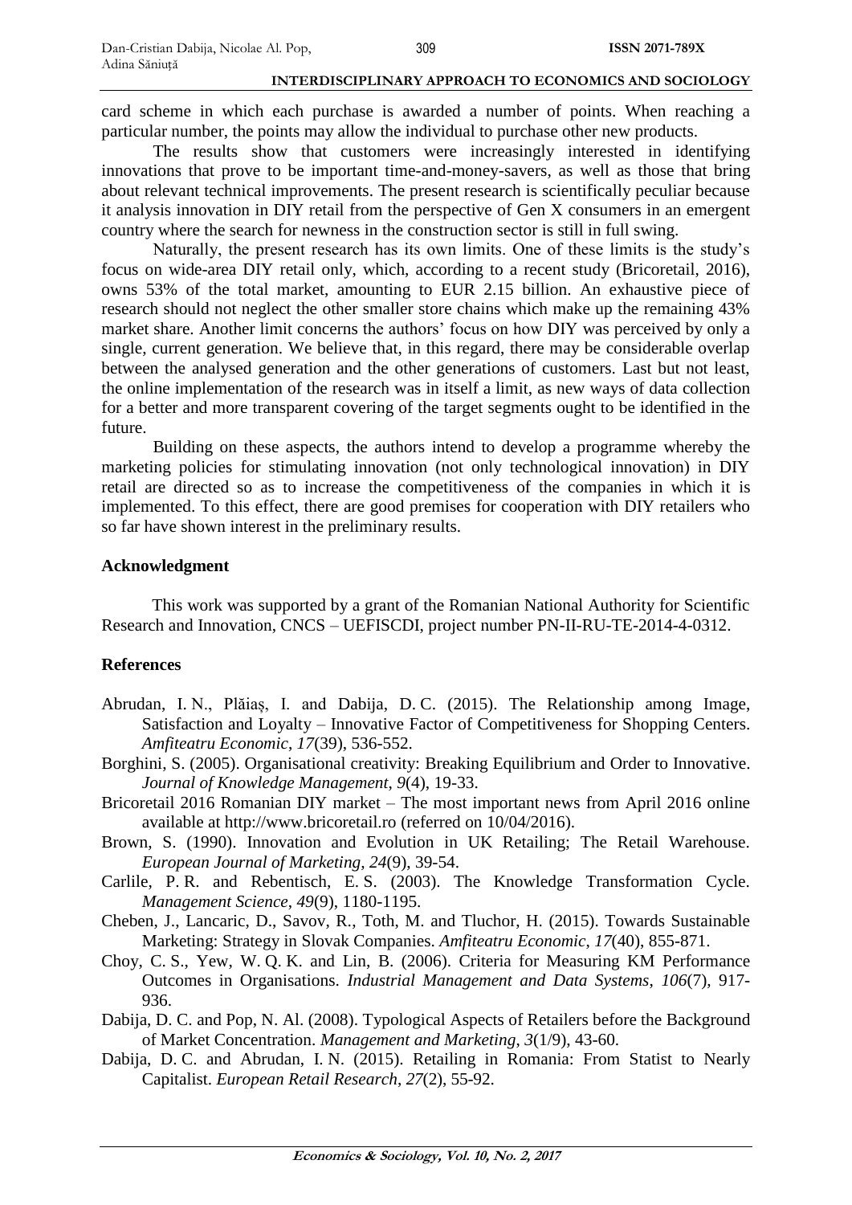card scheme in which each purchase is awarded a number of points. When reaching a particular number, the points may allow the individual to purchase other new products.

The results show that customers were increasingly interested in identifying innovations that prove to be important time-and-money-savers, as well as those that bring about relevant technical improvements. The present research is scientifically peculiar because it analysis innovation in DIY retail from the perspective of Gen X consumers in an emergent country where the search for newness in the construction sector is still in full swing.

Naturally, the present research has its own limits. One of these limits is the study's focus on wide-area DIY retail only, which, according to a recent study (Bricoretail, 2016), owns 53% of the total market, amounting to EUR 2.15 billion. An exhaustive piece of research should not neglect the other smaller store chains which make up the remaining 43% market share. Another limit concerns the authors' focus on how DIY was perceived by only a single, current generation. We believe that, in this regard, there may be considerable overlap between the analysed generation and the other generations of customers. Last but not least, the online implementation of the research was in itself a limit, as new ways of data collection for a better and more transparent covering of the target segments ought to be identified in the future.

Building on these aspects, the authors intend to develop a programme whereby the marketing policies for stimulating innovation (not only technological innovation) in DIY retail are directed so as to increase the competitiveness of the companies in which it is implemented. To this effect, there are good premises for cooperation with DIY retailers who so far have shown interest in the preliminary results.

## Acknowledgment

This work was supported by a grant of the Romanian National Authority for Scientific Research and Innovation, CNCS – UEFISCDI, project number PN-II-RU-TE-2014-4-0312.

## References

Abrudan, I. N., Plăiaș, I. and Dabija, D. C. (2015). The Relationship among Image, Satisfaction and Loyalty – Innovative Factor of Competitiveness for Shopping Centers. *Amfiteatru Economic*, *17*(39), 536-552.

Borghini, S. (2005). Organisational creativity: Breaking Equilibrium and Order to Innovative. *Journal of Knowledge Management*, *9*(4), 19-33.

Bricoretail 2016 Romanian DIY market – The most important news from April 2016 online available at http://www.bricoretail.ro (referred on 10/04/2016).

Brown, S. (1990). Innovation and Evolution in UK Retailing; The Retail Warehouse. *European Journal of Marketing*, *24*(9), 39-54.

Carlile, P. R. and Rebentisch, E. S. (2003). The Knowledge Transformation Cycle. *Management Science*, *49*(9), 1180-1195.

Cheben, J., Lancaric, D., Savov, R., Toth, M. and Tluchor, H. (2015). Towards Sustainable Marketing: Strategy in Slovak Companies. *Amfiteatru Economic*, *17*(40), 855-871.

Choy, C. S., Yew, W. Q. K. and Lin, B. (2006). Criteria for Measuring KM Performance Outcomes in Organisations. *Industrial Management and Data Systems*, *106*(7), 917-936.

Dabija, D. C. and Pop, N. Al. (2008). Typological Aspects of Retailers before the Background of Market Concentration. *Management and Marketing*, *3*(1/9), 43-60.

Dabija, D. C. and Abrudan, I. N. (2015). Retailing in Romania: From Statist to Nearly Capitalist. *European Retail Research*, *27*(2), 55-92.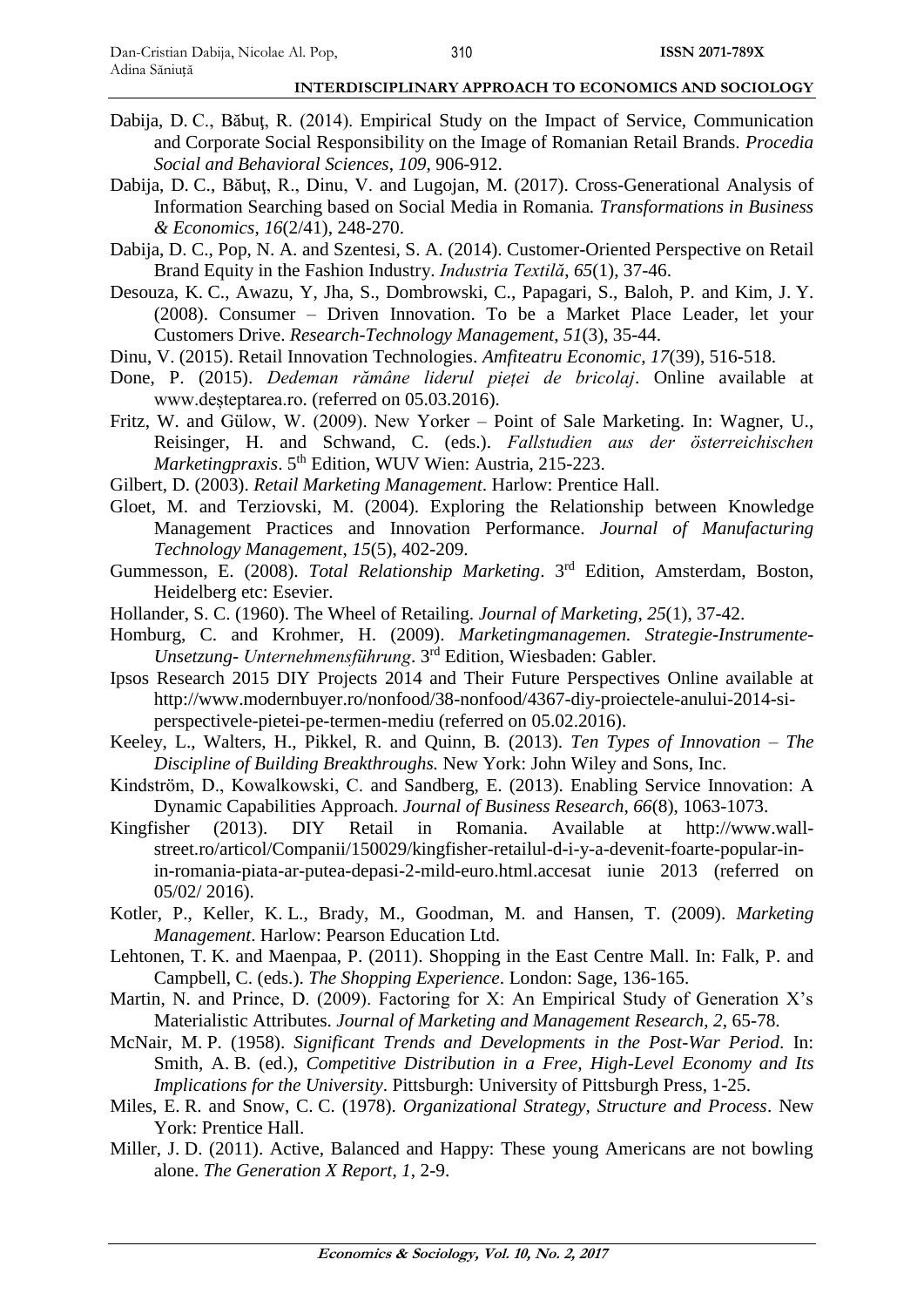Dabija, D. C., Băbuţ, R. (2014). Empirical Study on the Impact of Service, Communication and Corporate Social Responsibility on the Image of Romanian Retail Brands. *Procedia Social and Behavioral Sciences*, *109*, 906-912.

Dabija, D. C., Băbuţ, R., Dinu, V. and Lugojan, M. (2017). Cross-Generational Analysis of Information Searching based on Social Media in Romania. *Transformations in Business & Economics*, *16*(2/41), 248-270.

Dabija, D. C., Pop, N. A. and Szentesi, S. A. (2014). Customer-Oriented Perspective on Retail Brand Equity in the Fashion Industry. *Industria Textilă*, *65*(1), 37-46.

Desouza, K. C., Awazu, Y, Jha, S., Dombrowski, C., Papagari, S., Baloh, P. and Kim, J. Y. (2008). Consumer – Driven Innovation. To be a Market Place Leader, let your Customers Drive. *Research-Technology Management*, *51*(3), 35-44.

Dinu, V. (2015). Retail Innovation Technologies. *Amfiteatru Economic*, *17*(39), 516-518.

Done, P. (2015). *Dedeman rămâne liderul pieţei de bricolaj*. Online available at www.deşteptarea.ro. (referred on 05.03.2016).

Fritz, W. and Gülow, W. (2009). New Yorker – Point of Sale Marketing. In: Wagner, U., Reisinger, H. and Schwand, C. (eds.). *Fallstudien aus der österreichischen Marketingpraxis*. 5th Edition, WUV Wien: Austria, 215-223.

Gilbert, D. (2003). *Retail Marketing Management*. Harlow: Prentice Hall.

Gloet, M. and Terziovski, M. (2004). Exploring the Relationship between Knowledge Management Practices and Innovation Performance. *Journal of Manufacturing Technology Management*, *15*(5), 402-209.

Gummesson, E. (2008). *Total Relationship Marketing*. 3rd Edition, Amsterdam, Boston, Heidelberg etc: Esevier.

Hollander, S. C. (1960). The Wheel of Retailing. *Journal of Marketing*, *25*(1), 37-42.

Homburg, C. and Krohmer, H. (2009). *Marketingmanagemen. Strategie-Instrumente-Unsetzung- Unternehmensführung*. 3rd Edition, Wiesbaden: Gabler.

Ipsos Research 2015 DIY Projects 2014 and Their Future Perspectives Online available at http://www.modernbuyer.ro/nonfood/38-nonfood/4367-diy-proiectele-anului-2014-si-perspectivele-pietei-pe-termen-mediu (referred on 05.02.2016).

Keeley, L., Walters, H., Pikkel, R. and Quinn, B. (2013). *Ten Types of Innovation – The Discipline of Building Breakthroughs.* New York: John Wiley and Sons, Inc.

Kindström, D., Kowalkowski, C. and Sandberg, E. (2013). Enabling Service Innovation: A Dynamic Capabilities Approach. *Journal of Business Research*, *66*(8), 1063-1073.

Kingfisher (2013). DIY Retail in Romania. Available at http://www.wall-street.ro/articol/Companii/150029/kingfisher-retailul-d-i-y-a-devenit-foarte-popular-in-in-romania-piata-ar-putea-depasi-2-mild-euro.html.accesat iunie 2013 (referred on 05/02/ 2016).

Kotler, P., Keller, K. L., Brady, M., Goodman, M. and Hansen, T. (2009). *Marketing Management*. Harlow: Pearson Education Ltd.

Lehtonen, T. K. and Maenpaa, P. (2011). Shopping in the East Centre Mall. In: Falk, P. and Campbell, C. (eds.). *The Shopping Experience*. London: Sage, 136-165.

Martin, N. and Prince, D. (2009). Factoring for X: An Empirical Study of Generation X's Materialistic Attributes. *Journal of Marketing and Management Research*, *2*, 65-78.

McNair, M. P. (1958). *Significant Trends and Developments in the Post-War Period*. In: Smith, A. B. (ed.), *Competitive Distribution in a Free, High-Level Economy and Its Implications for the University*. Pittsburgh: University of Pittsburgh Press, 1-25.

Miles, E. R. and Snow, C. C. (1978). *Organizational Strategy, Structure and Process*. New York: Prentice Hall.

Miller, J. D. (2011). Active, Balanced and Happy: These young Americans are not bowling alone. *The Generation X Report*, *1*, 2-9.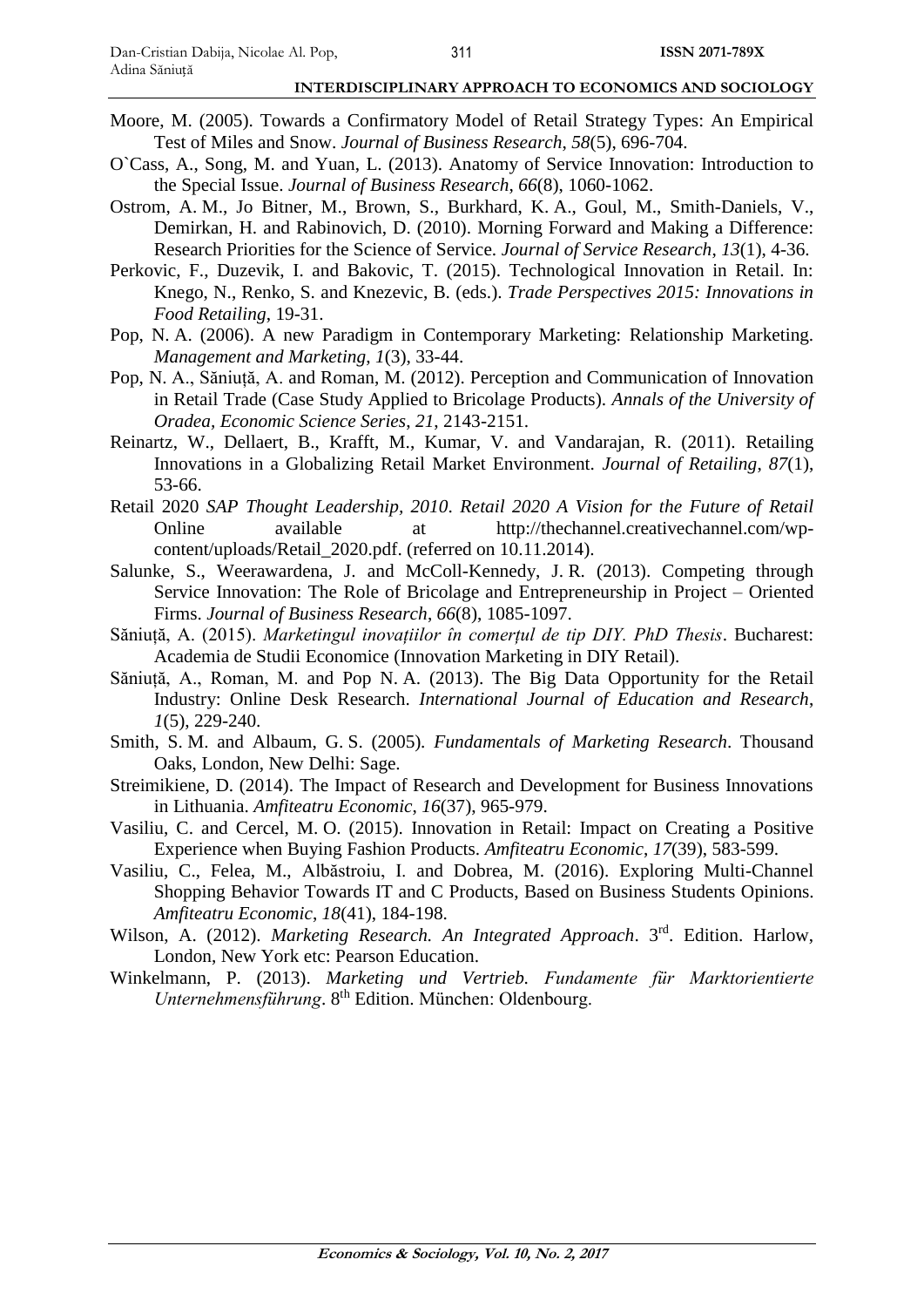Moore, M. (2005). Towards a Confirmatory Model of Retail Strategy Types: An Empirical Test of Miles and Snow. *Journal of Business Research*, *58*(5), 696-704.

O`Cass, A., Song, M. and Yuan, L. (2013). Anatomy of Service Innovation: Introduction to the Special Issue. *Journal of Business Research*, *66*(8), 1060-1062.

Ostrom, A. M., Jo Bitner, M., Brown, S., Burkhard, K. A., Goul, M., Smith-Daniels, V., Demirkan, H. and Rabinovich, D. (2010). Morning Forward and Making a Difference: Research Priorities for the Science of Service. *Journal of Service Research*, *13*(1), 4-36.

Perkovic, F., Duzevik, I. and Bakovic, T. (2015). Technological Innovation in Retail. In: Knego, N., Renko, S. and Knezevic, B. (eds.). *Trade Perspectives 2015: Innovations in Food Retailing*, 19-31.

Pop, N. A. (2006). A new Paradigm in Contemporary Marketing: Relationship Marketing. *Management and Marketing*, *1*(3), 33-44.

Pop, N. A., Săniuță, A. and Roman, M. (2012). Perception and Communication of Innovation in Retail Trade (Case Study Applied to Bricolage Products). *Annals of the University of Oradea, Economic Science Series*, *21*, 2143-2151.

Reinartz, W., Dellaert, B., Krafft, M., Kumar, V. and Vandarajan, R. (2011). Retailing Innovations in a Globalizing Retail Market Environment. *Journal of Retailing*, *87*(1), 53-66.

Retail 2020 *SAP Thought Leadership, 2010*. *Retail 2020 A Vision for the Future of Retail* Online available at http://thechannel.creativechannel.com/wp-content/uploads/Retail_2020.pdf. (referred on 10.11.2014).

Salunke, S., Weerawardena, J. and McColl-Kennedy, J. R. (2013). Competing through Service Innovation: The Role of Bricolage and Entrepreneurship in Project – Oriented Firms. *Journal of Business Research*, *66*(8), 1085-1097.

Săniuță, A. (2015). *Marketingul inovațiilor în comerțul de tip DIY. PhD Thesis*. Bucharest: Academia de Studii Economice (Innovation Marketing in DIY Retail).

Săniuță, A., Roman, M. and Pop N. A. (2013). The Big Data Opportunity for the Retail Industry: Online Desk Research. *International Journal of Education and Research*, *1*(5), 229-240.

Smith, S. M. and Albaum, G. S. (2005). *Fundamentals of Marketing Research*. Thousand Oaks, London, New Delhi: Sage.

Streimikiene, D. (2014). The Impact of Research and Development for Business Innovations in Lithuania. *Amfiteatru Economic*, *16*(37), 965-979.

Vasiliu, C. and Cercel, M. O. (2015). Innovation in Retail: Impact on Creating a Positive Experience when Buying Fashion Products. *Amfiteatru Economic*, *17*(39), 583-599.

Vasiliu, C., Felea, M., Albăstroiu, I. and Dobrea, M. (2016). Exploring Multi-Channel Shopping Behavior Towards IT and C Products, Based on Business Students Opinions. *Amfiteatru Economic*, *18*(41), 184-198.

Wilson, A. (2012). *Marketing Research. An Integrated Approach*. 3rd. Edition. Harlow, London, New York etc: Pearson Education.

Winkelmann, P. (2013). *Marketing und Vertrieb. Fundamente für Marktorientierte Unternehmensführung*. 8th Edition. München: Oldenbourg.